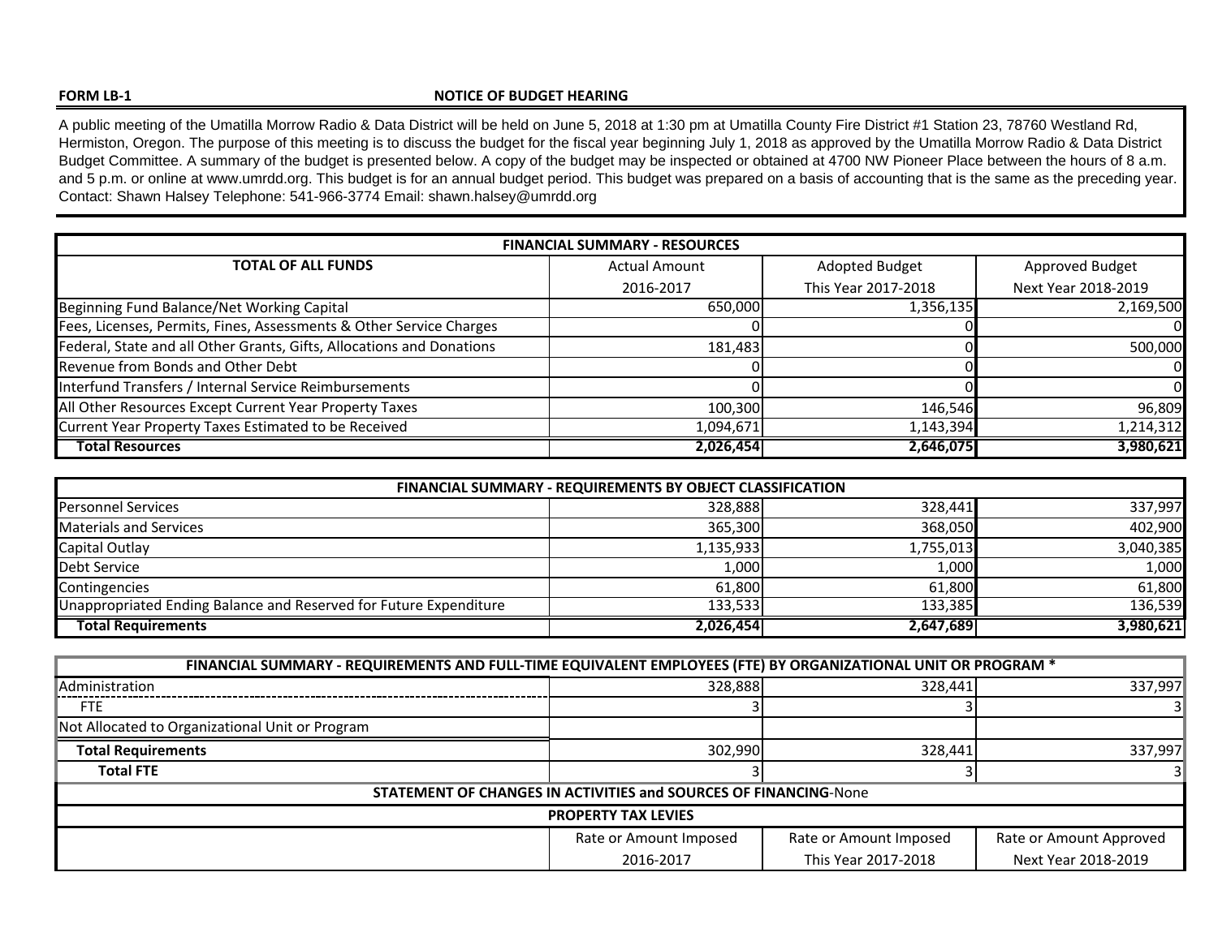**FORM LB-1**

**NOTICE OF BUDGET HEARING**

A public meeting of the Umatilla Morrow Radio & Data District will be held on June 5, 2018 at 1:30 pm at Umatilla County Fire District #1 Station 23, 78760 Westland Rd, Hermiston, Oregon. The purpose of this meeting is to discuss the budget for the fiscal year beginning July 1, 2018 as approved by the Umatilla Morrow Radio & Data District Budget Committee. A summary of the budget is presented below. A copy of the budget may be inspected or obtained at 4700 NW Pioneer Place between the hours of 8 a.m. and 5 p.m. or online at www.umrdd.org. This budget is for an annual budget period. This budget was prepared on a basis of accounting that is the same as the preceding year. Contact: Shawn Halsey Telephone: 541-966-3774 Email: shawn.halsey@umrdd.org

| FINANCIAL SUMMARY - RESOURCES | | | |
|---|---|---|---|
| **TOTAL OF ALL FUNDS** | Actual Amount 2016-2017 | Adopted Budget This Year 2017-2018 | Approved Budget Next Year 2018-2019 |
| Beginning Fund Balance/Net Working Capital | 650,000 | 1,356,135 | 2,169,500 |
| Fees, Licenses, Permits, Fines, Assessments & Other Service Charges | 0 | 0 | 0 |
| Federal, State and all Other Grants, Gifts, Allocations and Donations | 181,483 | 0 | 500,000 |
| Revenue from Bonds and Other Debt | 0 | 0 | 0 |
| Interfund Transfers / Internal Service Reimbursements | 0 | 0 | 0 |
| All Other Resources Except Current Year Property Taxes | 100,300 | 146,546 | 96,809 |
| Current Year Property Taxes Estimated to be Received | 1,094,671 | 1,143,394 | 1,214,312 |
| **Total Resources** | **2,026,454** | **2,646,075** | **3,980,621** |

| FINANCIAL SUMMARY - REQUIREMENTS BY OBJECT CLASSIFICATION | | | |
|---|---|---|---|
| Personnel Services | 328,888 | 328,441 | 337,997 |
| Materials and Services | 365,300 | 368,050 | 402,900 |
| Capital Outlay | 1,135,933 | 1,755,013 | 3,040,385 |
| Debt Service | 1,000 | 1,000 | 1,000 |
| Contingencies | 61,800 | 61,800 | 61,800 |
| Unappropriated Ending Balance and Reserved for Future Expenditure | 133,533 | 133,385 | 136,539 |
| **Total Requirements** | **2,026,454** | **2,647,689** | **3,980,621** |

| FINANCIAL SUMMARY - REQUIREMENTS AND FULL-TIME EQUIVALENT EMPLOYEES (FTE) BY ORGANIZATIONAL UNIT OR PROGRAM * | | | |
|---|---|---|---|
| Administration | 328,888 | 328,441 | 337,997 |
| FTE | 3 | 3 | 3 |
| Not Allocated to Organizational Unit or Program | | | |
| **Total Requirements** | 302,990 | 328,441 | 337,997 |
| **Total FTE** | 3 | 3 | 3 |

**STATEMENT OF CHANGES IN ACTIVITIES and SOURCES OF FINANCING**-None

| PROPERTY TAX LEVIES | | | |
|---|---|---|---|
| | Rate or Amount Imposed 2016-2017 | Rate or Amount Imposed This Year 2017-2018 | Rate or Amount Approved Next Year 2018-2019 |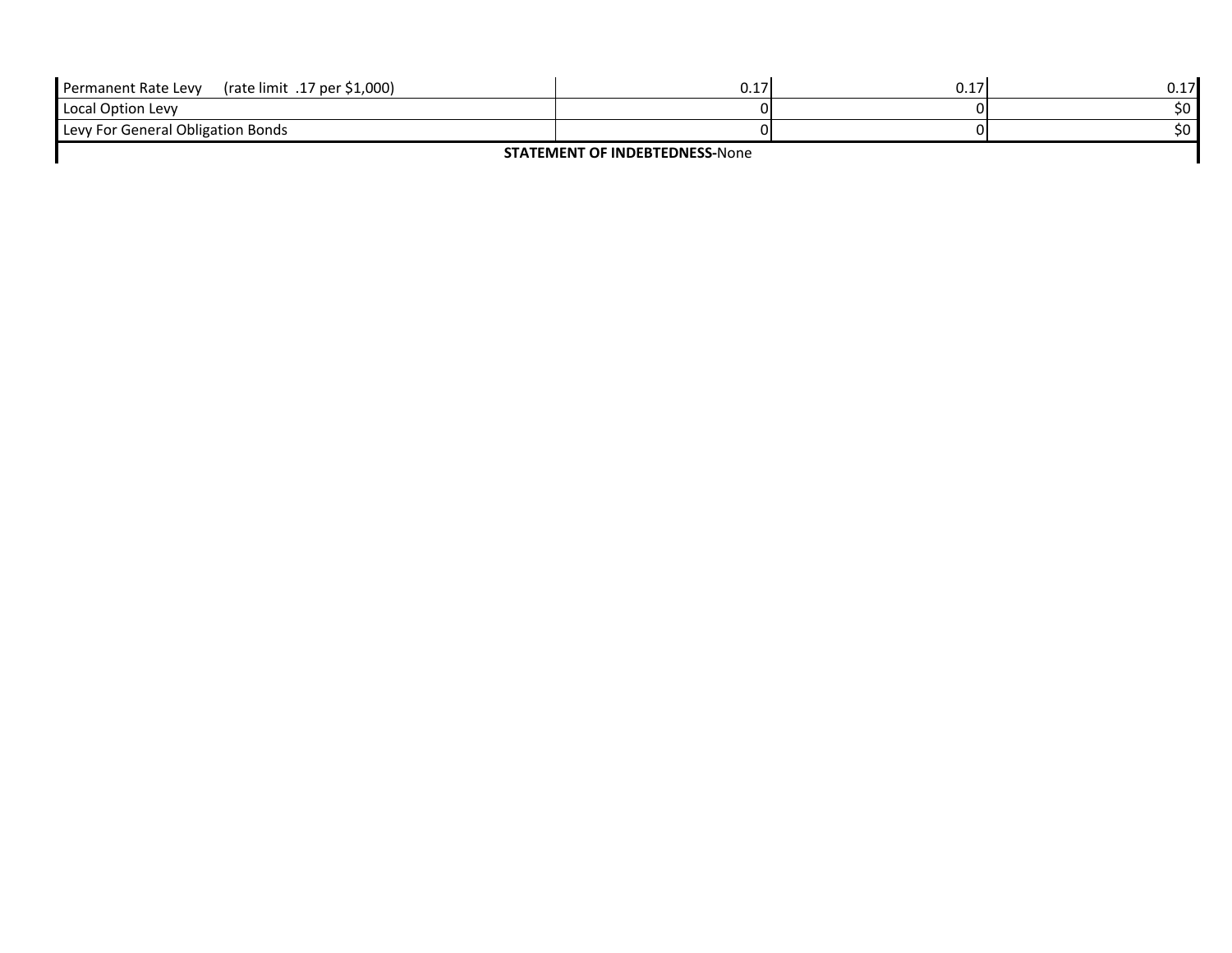| | | | |
|---|---|---|---|
| Permanent Rate Levy (rate limit .17 per $1,000) | 0.17 | 0.17 | 0.17 |
| Local Option Levy | 0 | 0 | $0 |
| Levy For General Obligation Bonds | 0 | 0 | $0 |

**STATEMENT OF INDEBTEDNESS-**None